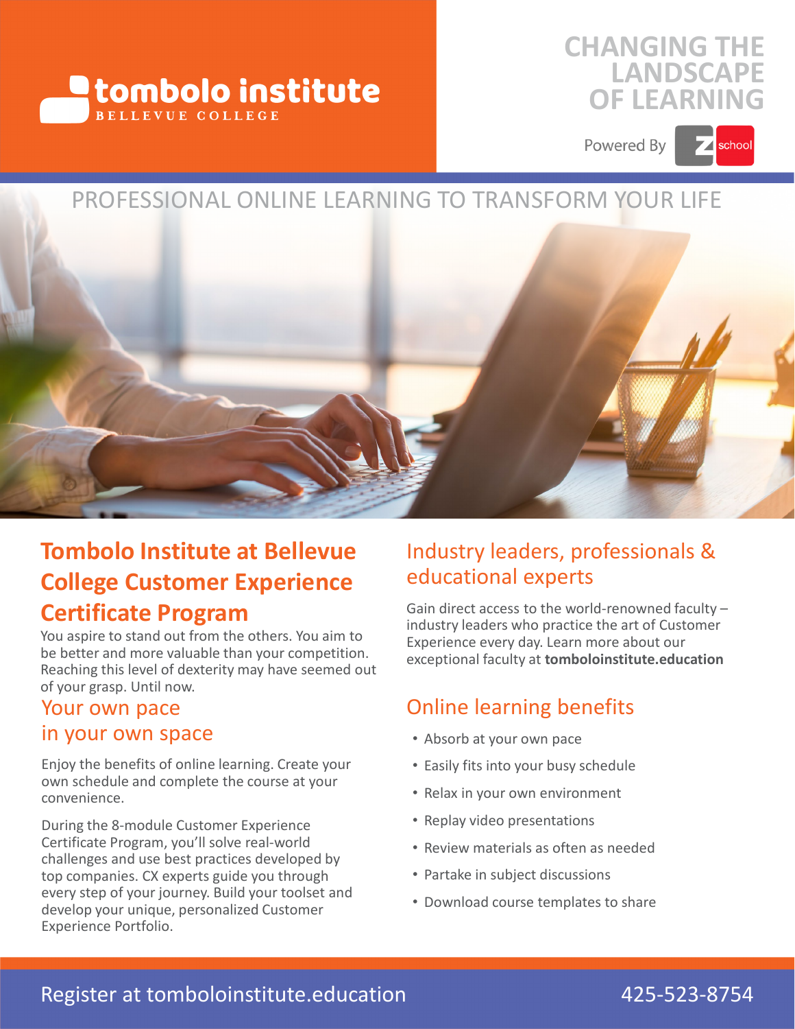tombolo institute
BELLEVUE COLLEGE

# CHANGING THE LANDSCAPE OF LEARNING

Powered By Z school

PROFESSIONAL ONLINE LEARNING TO TRANSFORM YOUR LIFE

## Tombolo Institute at Bellevue College Customer Experience Certificate Program

You aspire to stand out from the others. You aim to be better and more valuable than your competition. Reaching this level of dexterity may have seemed out of your grasp. Until now.

## Your own pace in your own space

Enjoy the benefits of online learning. Create your own schedule and complete the course at your convenience.

During the 8-module Customer Experience Certificate Program, you'll solve real-world challenges and use best practices developed by top companies. CX experts guide you through every step of your journey. Build your toolset and develop your unique, personalized Customer Experience Portfolio.

## Industry leaders, professionals & educational experts

Gain direct access to the world-renowned faculty – industry leaders who practice the art of Customer Experience every day. Learn more about our exceptional faculty at **tomboloinstitute.education**

## Online learning benefits

- Absorb at your own pace
- Easily fits into your busy schedule
- Relax in your own environment
- Replay video presentations
- Review materials as often as needed
- Partake in subject discussions
- Download course templates to share

Register at tomboloinstitute.education

425-523-8754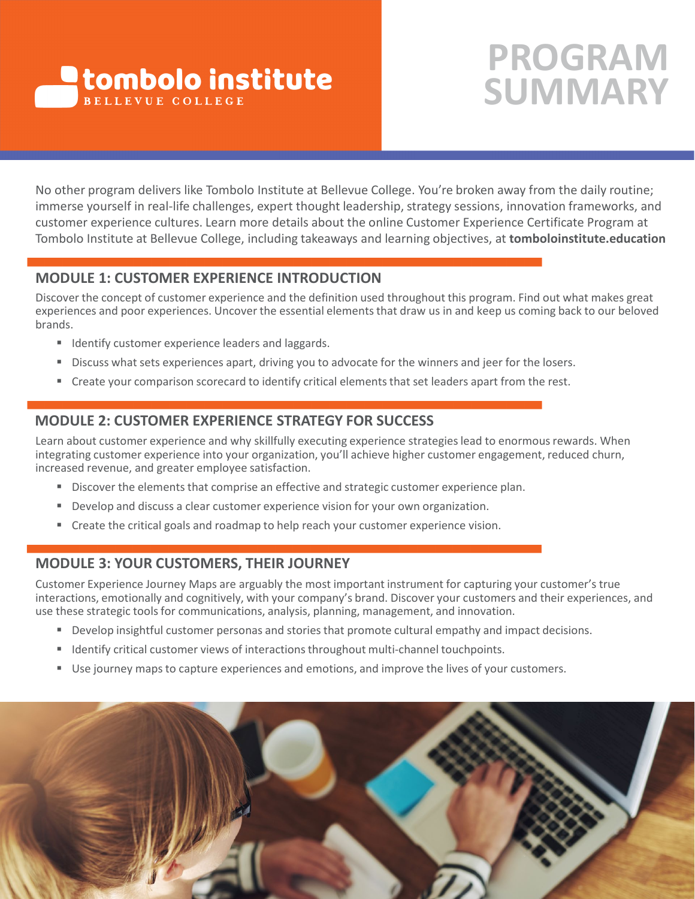# PROGRAM SUMMARY

No other program delivers like Tombolo Institute at Bellevue College. You're broken away from the daily routine; immerse yourself in real-life challenges, expert thought leadership, strategy sessions, innovation frameworks, and customer experience cultures. Learn more details about the online Customer Experience Certificate Program at Tombolo Institute at Bellevue College, including takeaways and learning objectives, at **tomboloinstitute.education**

## MODULE 1: CUSTOMER EXPERIENCE INTRODUCTION

Discover the concept of customer experience and the definition used throughout this program. Find out what makes great experiences and poor experiences. Uncover the essential elements that draw us in and keep us coming back to our beloved brands.

- Identify customer experience leaders and laggards.
- Discuss what sets experiences apart, driving you to advocate for the winners and jeer for the losers.
- Create your comparison scorecard to identify critical elements that set leaders apart from the rest.

## MODULE 2: CUSTOMER EXPERIENCE STRATEGY FOR SUCCESS

Learn about customer experience and why skillfully executing experience strategies lead to enormous rewards. When integrating customer experience into your organization, you'll achieve higher customer engagement, reduced churn, increased revenue, and greater employee satisfaction.

- Discover the elements that comprise an effective and strategic customer experience plan.
- Develop and discuss a clear customer experience vision for your own organization.
- Create the critical goals and roadmap to help reach your customer experience vision.

## MODULE 3: YOUR CUSTOMERS, THEIR JOURNEY

Customer Experience Journey Maps are arguably the most important instrument for capturing your customer's true interactions, emotionally and cognitively, with your company's brand. Discover your customers and their experiences, and use these strategic tools for communications, analysis, planning, management, and innovation.

- Develop insightful customer personas and stories that promote cultural empathy and impact decisions.
- Identify critical customer views of interactions throughout multi-channel touchpoints.
- Use journey maps to capture experiences and emotions, and improve the lives of your customers.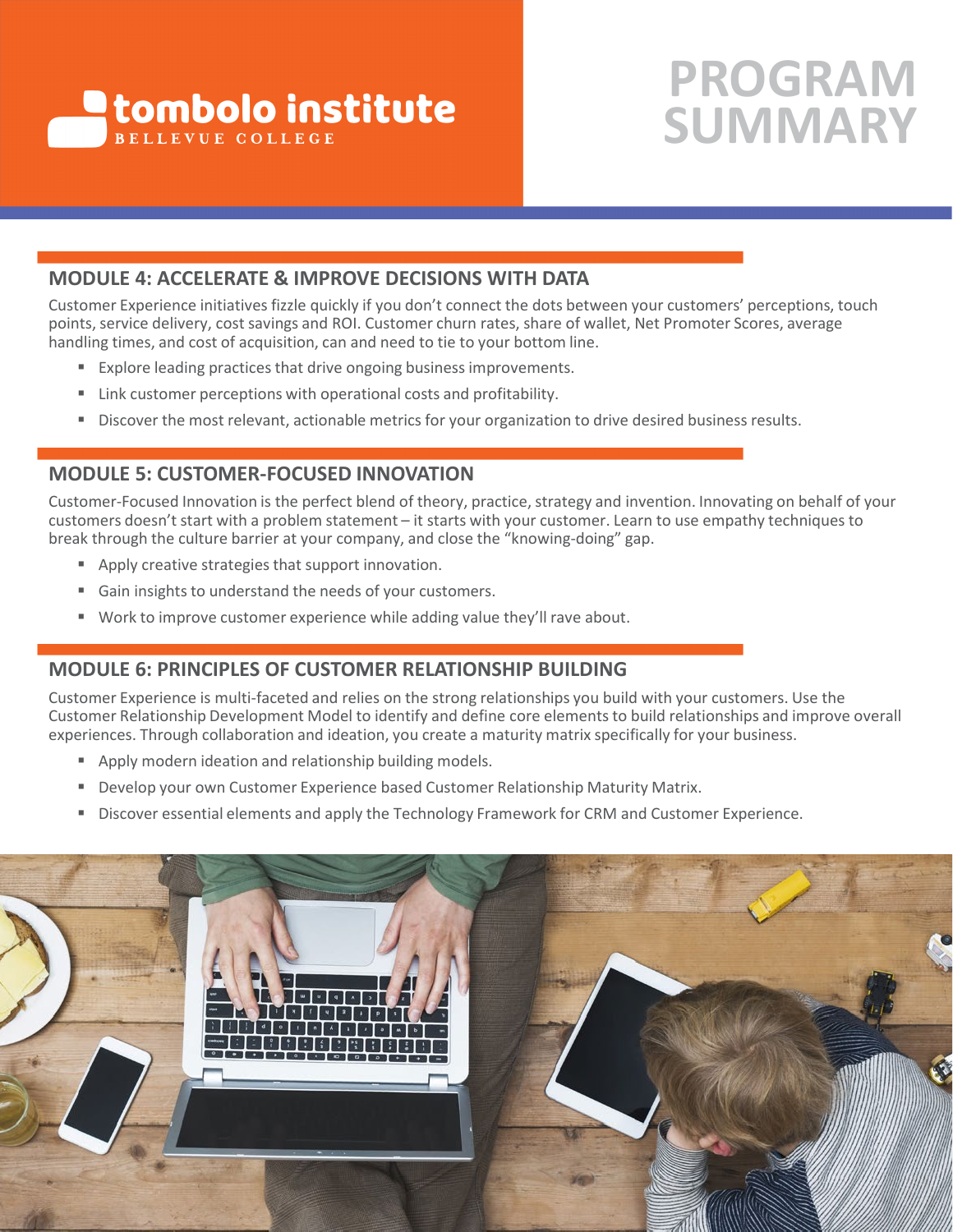tombolo institute
BELLEVUE COLLEGE

# PROGRAM SUMMARY

## MODULE 4: ACCELERATE & IMPROVE DECISIONS WITH DATA

Customer Experience initiatives fizzle quickly if you don't connect the dots between your customers' perceptions, touch points, service delivery, cost savings and ROI. Customer churn rates, share of wallet, Net Promoter Scores, average handling times, and cost of acquisition, can and need to tie to your bottom line.

- Explore leading practices that drive ongoing business improvements.
- Link customer perceptions with operational costs and profitability.
- Discover the most relevant, actionable metrics for your organization to drive desired business results.

## MODULE 5: CUSTOMER-FOCUSED INNOVATION

Customer-Focused Innovation is the perfect blend of theory, practice, strategy and invention. Innovating on behalf of your customers doesn't start with a problem statement – it starts with your customer. Learn to use empathy techniques to break through the culture barrier at your company, and close the "knowing-doing" gap.

- Apply creative strategies that support innovation.
- Gain insights to understand the needs of your customers.
- Work to improve customer experience while adding value they'll rave about.

## MODULE 6: PRINCIPLES OF CUSTOMER RELATIONSHIP BUILDING

Customer Experience is multi-faceted and relies on the strong relationships you build with your customers. Use the Customer Relationship Development Model to identify and define core elements to build relationships and improve overall experiences. Through collaboration and ideation, you create a maturity matrix specifically for your business.

- Apply modern ideation and relationship building models.
- Develop your own Customer Experience based Customer Relationship Maturity Matrix.
- Discover essential elements and apply the Technology Framework for CRM and Customer Experience.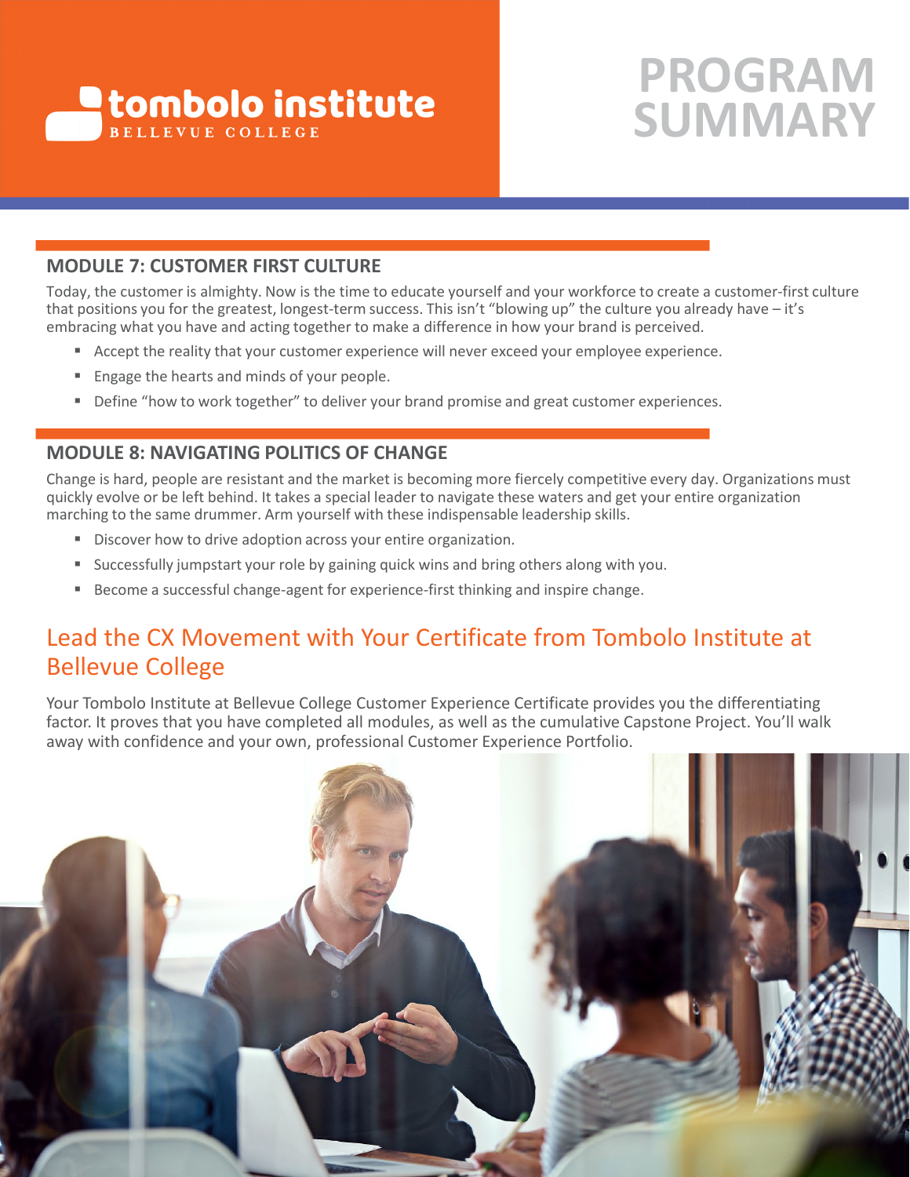# PROGRAM SUMMARY

## MODULE 7: CUSTOMER FIRST CULTURE

Today, the customer is almighty. Now is the time to educate yourself and your workforce to create a customer-first culture that positions you for the greatest, longest-term success. This isn't "blowing up" the culture you already have – it's embracing what you have and acting together to make a difference in how your brand is perceived.

- Accept the reality that your customer experience will never exceed your employee experience.
- Engage the hearts and minds of your people.
- Define "how to work together" to deliver your brand promise and great customer experiences.

## MODULE 8: NAVIGATING POLITICS OF CHANGE

Change is hard, people are resistant and the market is becoming more fiercely competitive every day. Organizations must quickly evolve or be left behind. It takes a special leader to navigate these waters and get your entire organization marching to the same drummer. Arm yourself with these indispensable leadership skills.

- Discover how to drive adoption across your entire organization.
- Successfully jumpstart your role by gaining quick wins and bring others along with you.
- Become a successful change-agent for experience-first thinking and inspire change.

## Lead the CX Movement with Your Certificate from Tombolo Institute at Bellevue College

Your Tombolo Institute at Bellevue College Customer Experience Certificate provides you the differentiating factor. It proves that you have completed all modules, as well as the cumulative Capstone Project. You'll walk away with confidence and your own, professional Customer Experience Portfolio.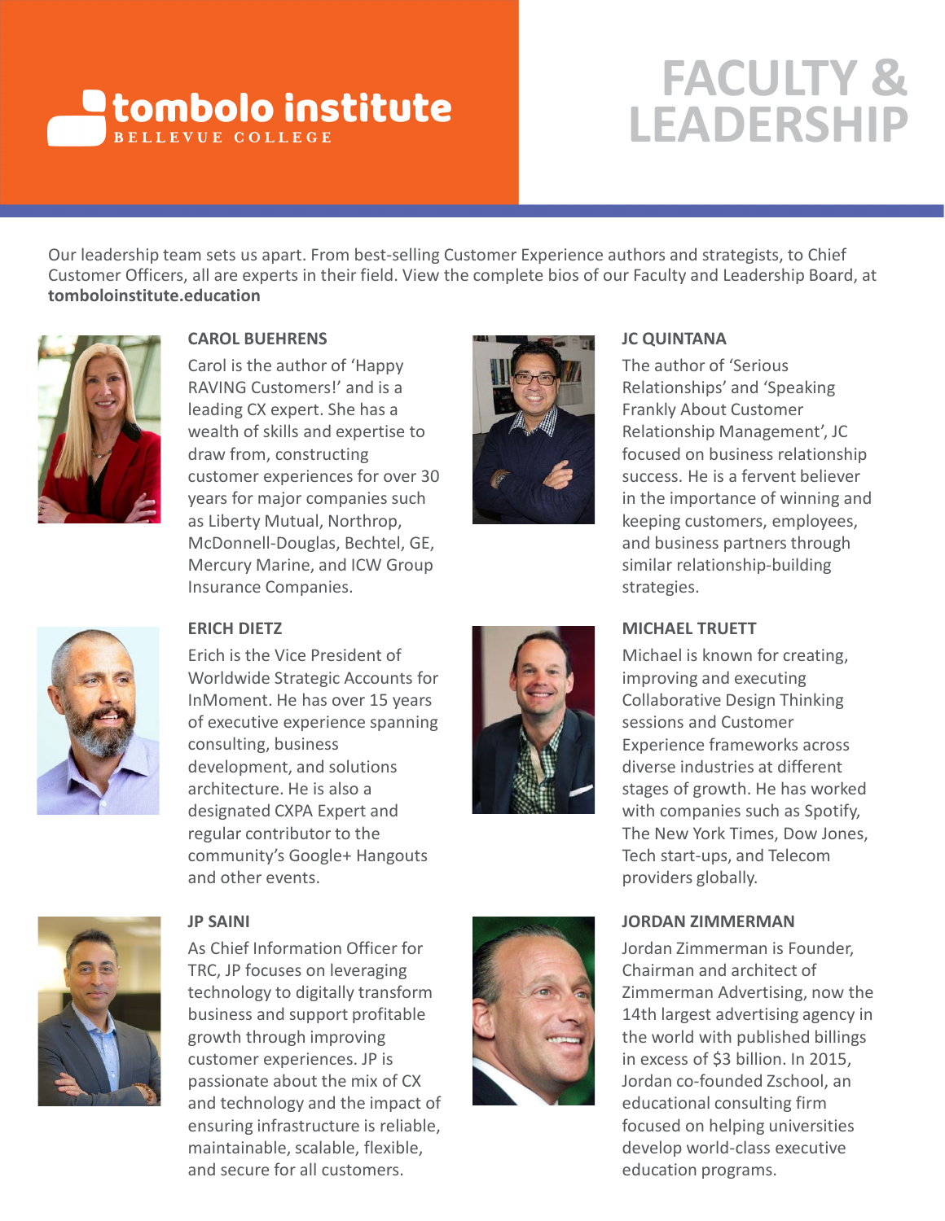**tombolo institute**
BELLEVUE COLLEGE

# FACULTY & LEADERSHIP

Our leadership team sets us apart. From best-selling Customer Experience authors and strategists, to Chief Customer Officers, all are experts in their field. View the complete bios of our Faculty and Leadership Board, at **tomboloinstitute.education**

### CAROL BUEHRENS

Carol is the author of 'Happy RAVING Customers!' and is a leading CX expert. She has a wealth of skills and expertise to draw from, constructing customer experiences for over 30 years for major companies such as Liberty Mutual, Northrop, McDonnell-Douglas, Bechtel, GE, Mercury Marine, and ICW Group Insurance Companies.

### JC QUINTANA

The author of 'Serious Relationships' and 'Speaking Frankly About Customer Relationship Management', JC focused on business relationship success. He is a fervent believer in the importance of winning and keeping customers, employees, and business partners through similar relationship-building strategies.

### ERICH DIETZ

Erich is the Vice President of Worldwide Strategic Accounts for InMoment. He has over 15 years of executive experience spanning consulting, business development, and solutions architecture. He is also a designated CXPA Expert and regular contributor to the community's Google+ Hangouts and other events.

### MICHAEL TRUETT

Michael is known for creating, improving and executing Collaborative Design Thinking sessions and Customer Experience frameworks across diverse industries at different stages of growth. He has worked with companies such as Spotify, The New York Times, Dow Jones, Tech start-ups, and Telecom providers globally.

### JP SAINI

As Chief Information Officer for TRC, JP focuses on leveraging technology to digitally transform business and support profitable growth through improving customer experiences. JP is passionate about the mix of CX and technology and the impact of ensuring infrastructure is reliable, maintainable, scalable, flexible, and secure for all customers.

### JORDAN ZIMMERMAN

Jordan Zimmerman is Founder, Chairman and architect of Zimmerman Advertising, now the 14th largest advertising agency in the world with published billings in excess of $3 billion. In 2015, Jordan co-founded Zschool, an educational consulting firm focused on helping universities develop world-class executive education programs.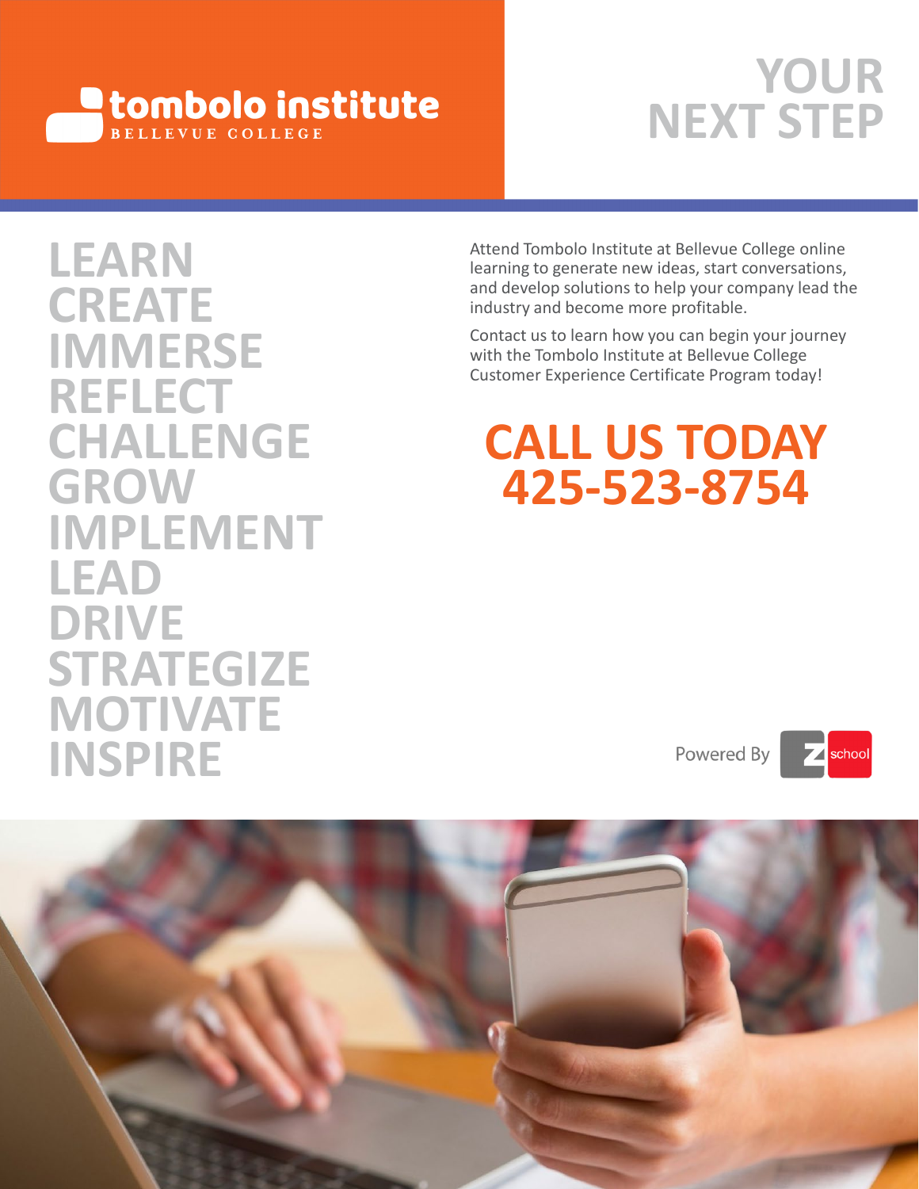tombolo institute
BELLEVUE COLLEGE

# YOUR NEXT STEP

LEARN
CREATE
IMMERSE
REFLECT
CHALLENGE
GROW
IMPLEMENT
LEAD
DRIVE
STRATEGIZE
MOTIVATE
INSPIRE

Attend Tombolo Institute at Bellevue College online learning to generate new ideas, start conversations, and develop solutions to help your company lead the industry and become more profitable.

Contact us to learn how you can begin your journey with the Tombolo Institute at Bellevue College Customer Experience Certificate Program today!

## CALL US TODAY 425-523-8754

Powered By Z school